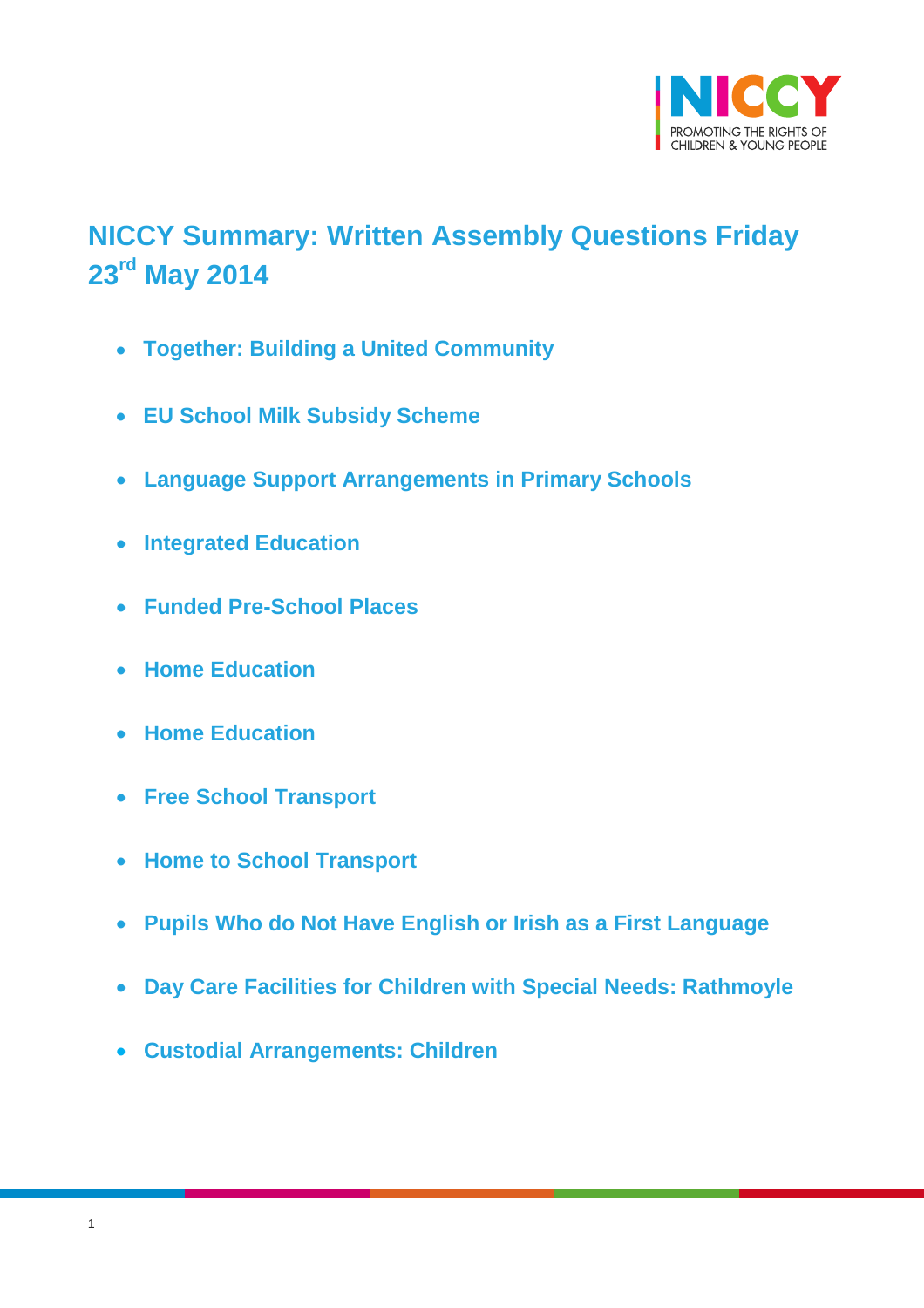# NICCY Summary: Written Assembly Questions Friday 23rd May 2014

- **Together: Building a United Community**
- **EU School Milk Subsidy Scheme**
- **Language Support Arrangements in Primary Schools**
- **Integrated Education**
- **Funded Pre-School Places**
- **Home Education**
- **Home Education**
- **Free School Transport**
- **Home to School Transport**
- **Pupils Who do Not Have English or Irish as a First Language**
- **Day Care Facilities for Children with Special Needs: Rathmoyle**
- **Custodial Arrangements: Children**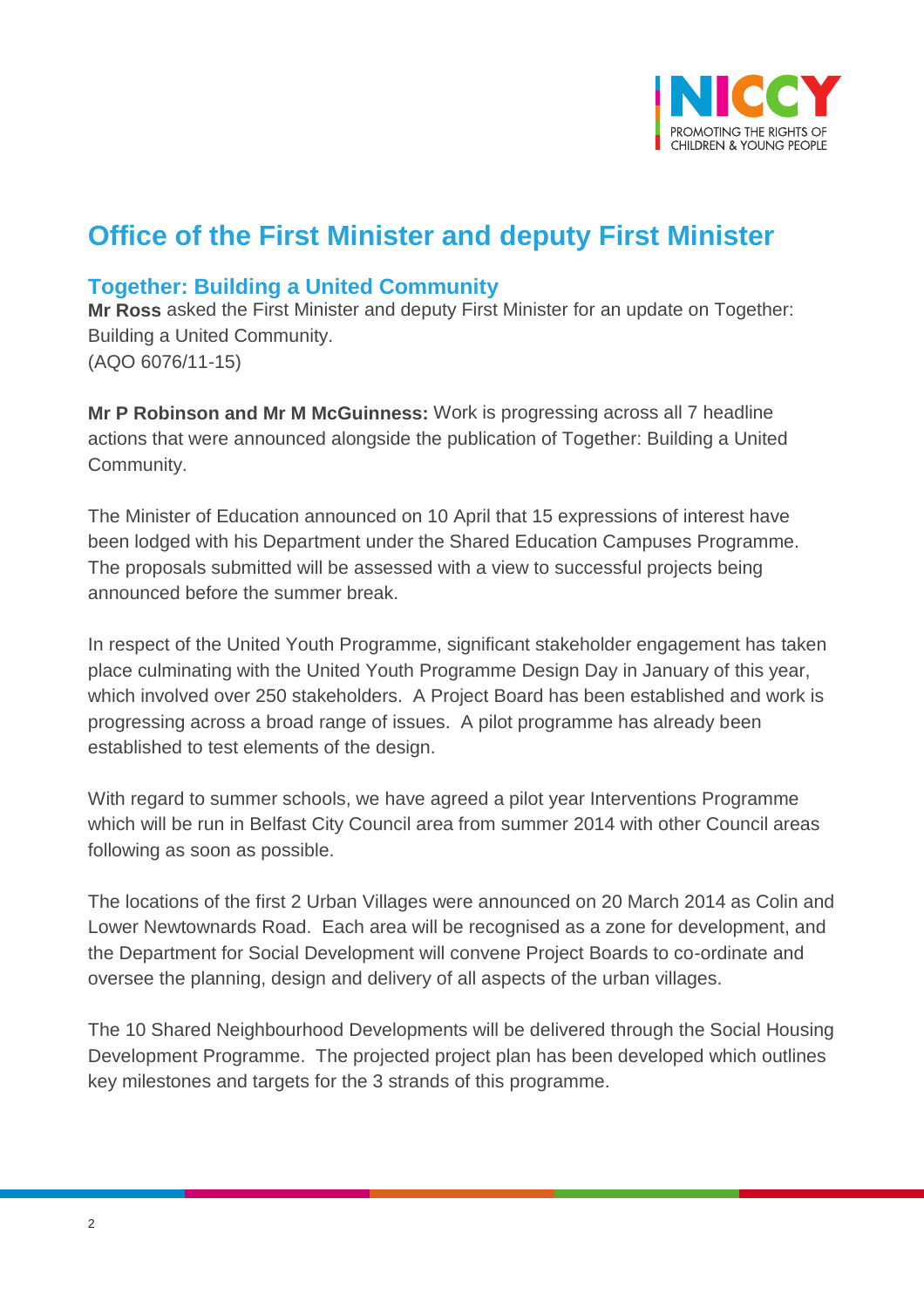# Office of the First Minister and deputy First Minister

## Together: Building a United Community

**Mr Ross** asked the First Minister and deputy First Minister for an update on Together: Building a United Community.
(AQO 6076/11-15)

**Mr P Robinson and Mr M McGuinness:** Work is progressing across all 7 headline actions that were announced alongside the publication of Together: Building a United Community.

The Minister of Education announced on 10 April that 15 expressions of interest have been lodged with his Department under the Shared Education Campuses Programme. The proposals submitted will be assessed with a view to successful projects being announced before the summer break.

In respect of the United Youth Programme, significant stakeholder engagement has taken place culminating with the United Youth Programme Design Day in January of this year, which involved over 250 stakeholders. A Project Board has been established and work is progressing across a broad range of issues. A pilot programme has already been established to test elements of the design.

With regard to summer schools, we have agreed a pilot year Interventions Programme which will be run in Belfast City Council area from summer 2014 with other Council areas following as soon as possible.

The locations of the first 2 Urban Villages were announced on 20 March 2014 as Colin and Lower Newtownards Road. Each area will be recognised as a zone for development, and the Department for Social Development will convene Project Boards to co-ordinate and oversee the planning, design and delivery of all aspects of the urban villages.

The 10 Shared Neighbourhood Developments will be delivered through the Social Housing Development Programme. The projected project plan has been developed which outlines key milestones and targets for the 3 strands of this programme.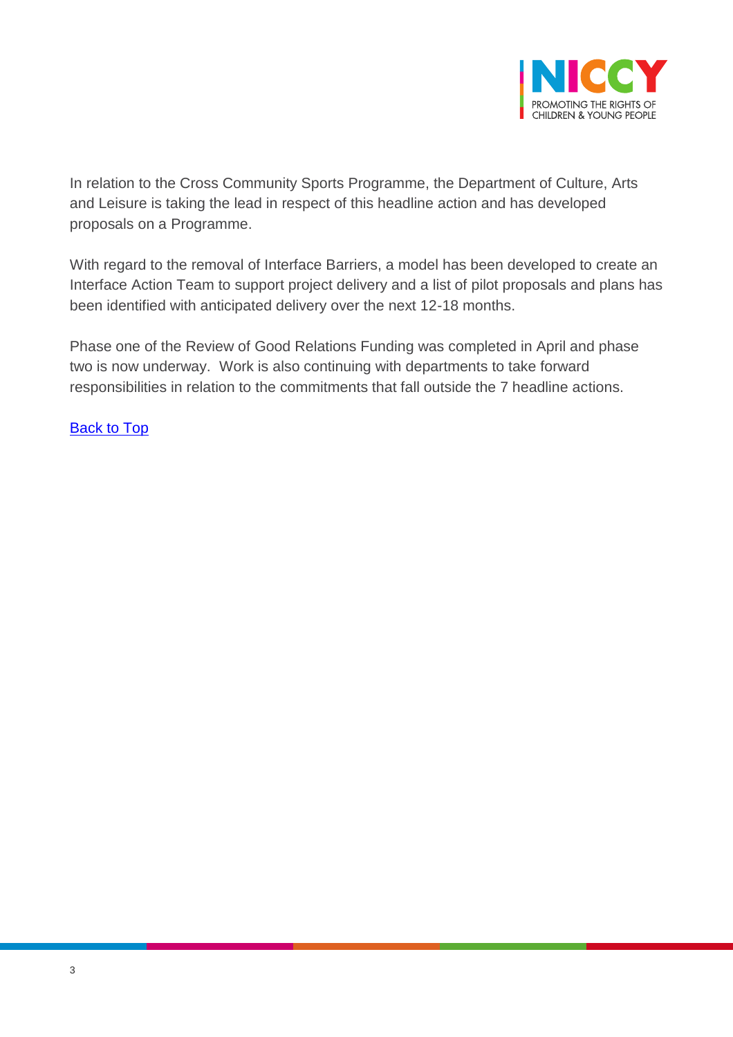In relation to the Cross Community Sports Programme, the Department of Culture, Arts and Leisure is taking the lead in respect of this headline action and has developed proposals on a Programme.

With regard to the removal of Interface Barriers, a model has been developed to create an Interface Action Team to support project delivery and a list of pilot proposals and plans has been identified with anticipated delivery over the next 12-18 months.

Phase one of the Review of Good Relations Funding was completed in April and phase two is now underway. Work is also continuing with departments to take forward responsibilities in relation to the commitments that fall outside the 7 headline actions.

Back to Top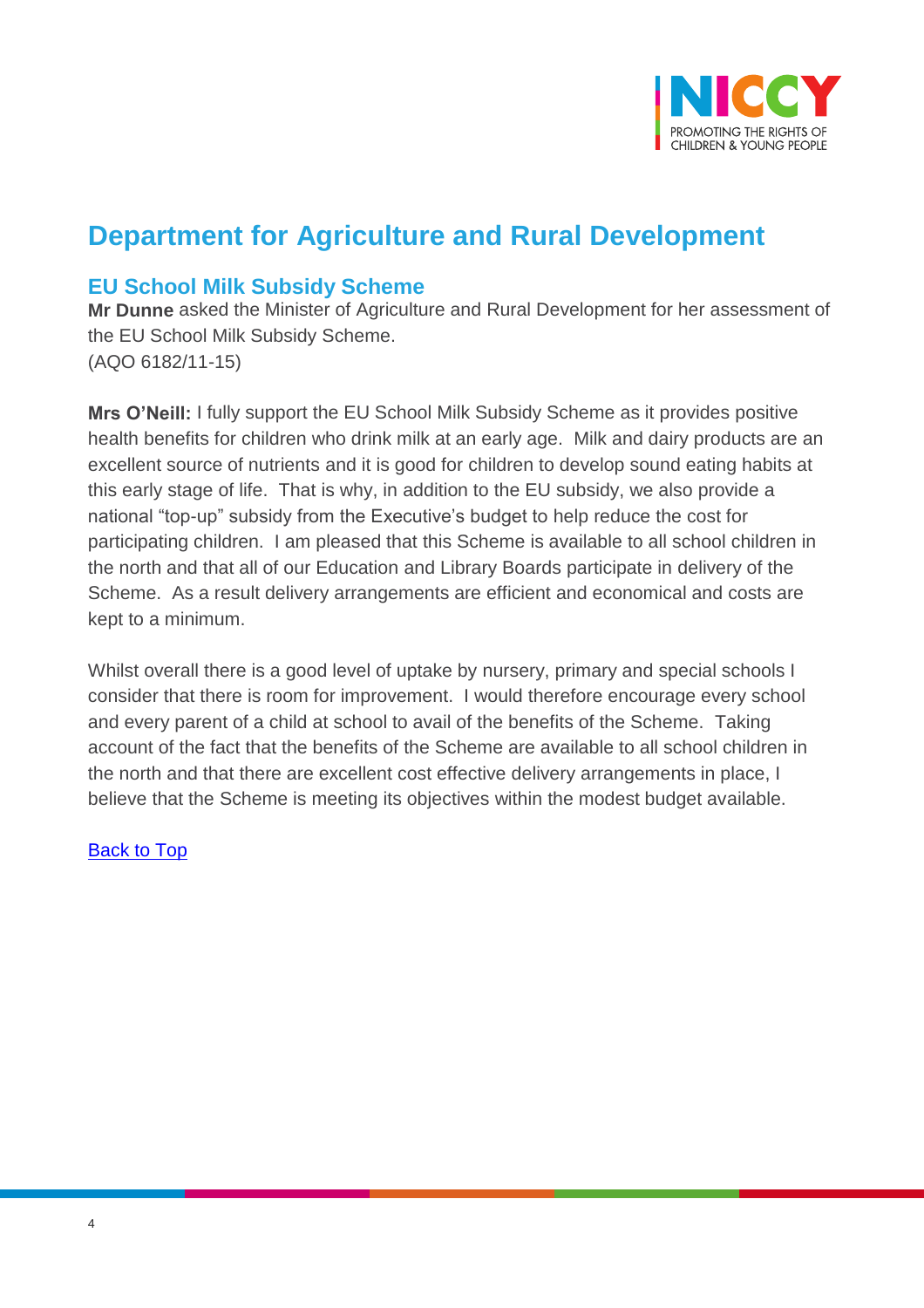# Department for Agriculture and Rural Development

## EU School Milk Subsidy Scheme

**Mr Dunne** asked the Minister of Agriculture and Rural Development for her assessment of the EU School Milk Subsidy Scheme.
(AQO 6182/11-15)

**Mrs O'Neill:** I fully support the EU School Milk Subsidy Scheme as it provides positive health benefits for children who drink milk at an early age. Milk and dairy products are an excellent source of nutrients and it is good for children to develop sound eating habits at this early stage of life. That is why, in addition to the EU subsidy, we also provide a national "top-up" subsidy from the Executive's budget to help reduce the cost for participating children. I am pleased that this Scheme is available to all school children in the north and that all of our Education and Library Boards participate in delivery of the Scheme. As a result delivery arrangements are efficient and economical and costs are kept to a minimum.

Whilst overall there is a good level of uptake by nursery, primary and special schools I consider that there is room for improvement. I would therefore encourage every school and every parent of a child at school to avail of the benefits of the Scheme. Taking account of the fact that the benefits of the Scheme are available to all school children in the north and that there are excellent cost effective delivery arrangements in place, I believe that the Scheme is meeting its objectives within the modest budget available.

Back to Top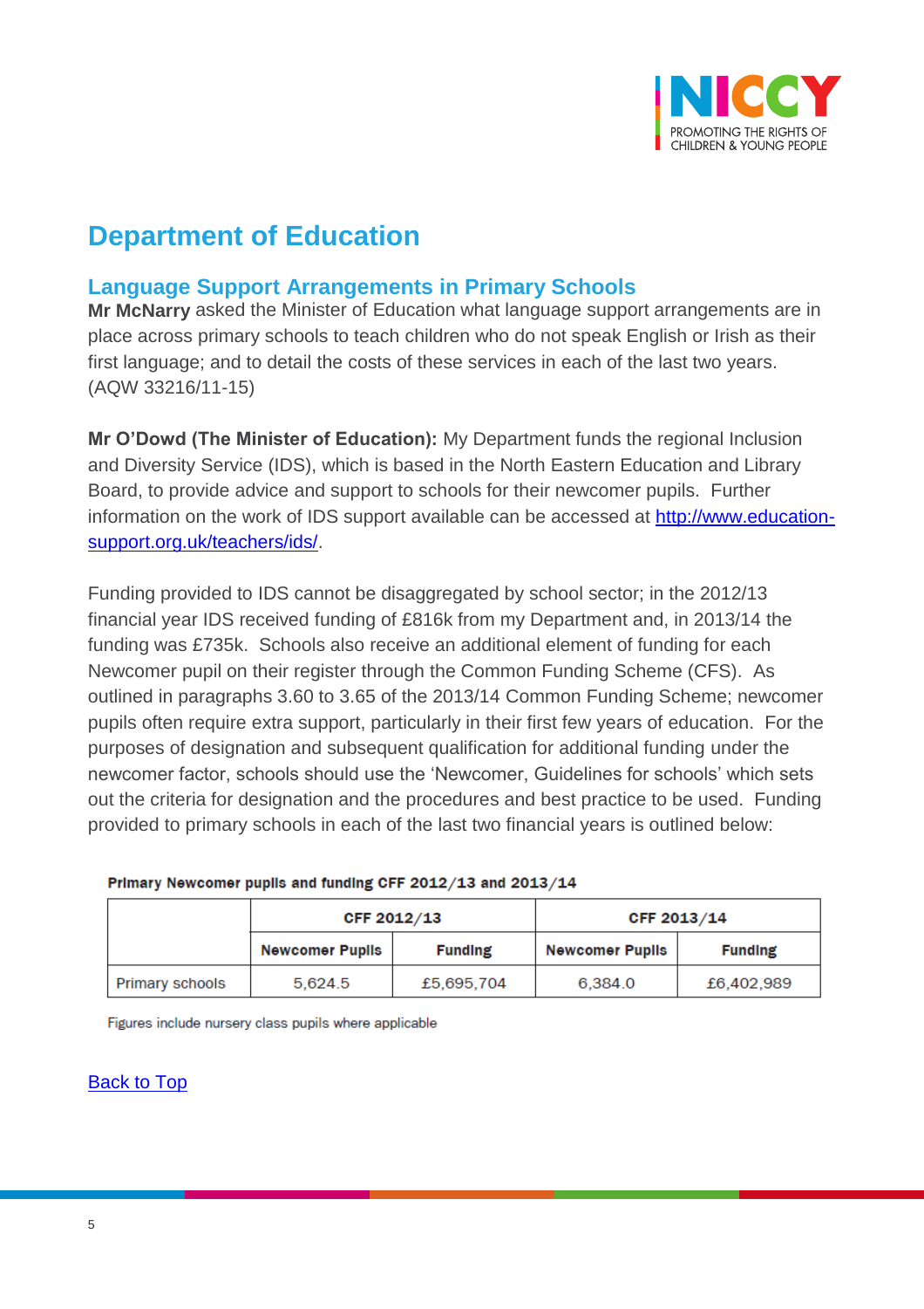# Department of Education

## Language Support Arrangements in Primary Schools

**Mr McNarry** asked the Minister of Education what language support arrangements are in place across primary schools to teach children who do not speak English or Irish as their first language; and to detail the costs of these services in each of the last two years. (AQW 33216/11-15)

**Mr O'Dowd (The Minister of Education):** My Department funds the regional Inclusion and Diversity Service (IDS), which is based in the North Eastern Education and Library Board, to provide advice and support to schools for their newcomer pupils. Further information on the work of IDS support available can be accessed at [http://www.education-support.org.uk/teachers/ids/](http://www.education-support.org.uk/teachers/ids/).

Funding provided to IDS cannot be disaggregated by school sector; in the 2012/13 financial year IDS received funding of £816k from my Department and, in 2013/14 the funding was £735k. Schools also receive an additional element of funding for each Newcomer pupil on their register through the Common Funding Scheme (CFS). As outlined in paragraphs 3.60 to 3.65 of the 2013/14 Common Funding Scheme; newcomer pupils often require extra support, particularly in their first few years of education. For the purposes of designation and subsequent qualification for additional funding under the newcomer factor, schools should use the 'Newcomer, Guidelines for schools' which sets out the criteria for designation and the procedures and best practice to be used. Funding provided to primary schools in each of the last two financial years is outlined below:

**Primary Newcomer pupils and funding CFF 2012/13 and 2013/14**

| | CFF 2012/13 | | CFF 2013/14 | |
|---|---|---|---|---|
| | **Newcomer Pupils** | **Funding** | **Newcomer Pupils** | **Funding** |
| Primary schools | 5,624.5 | £5,695,704 | 6,384.0 | £6,402,989 |

Figures include nursery class pupils where applicable

Back to Top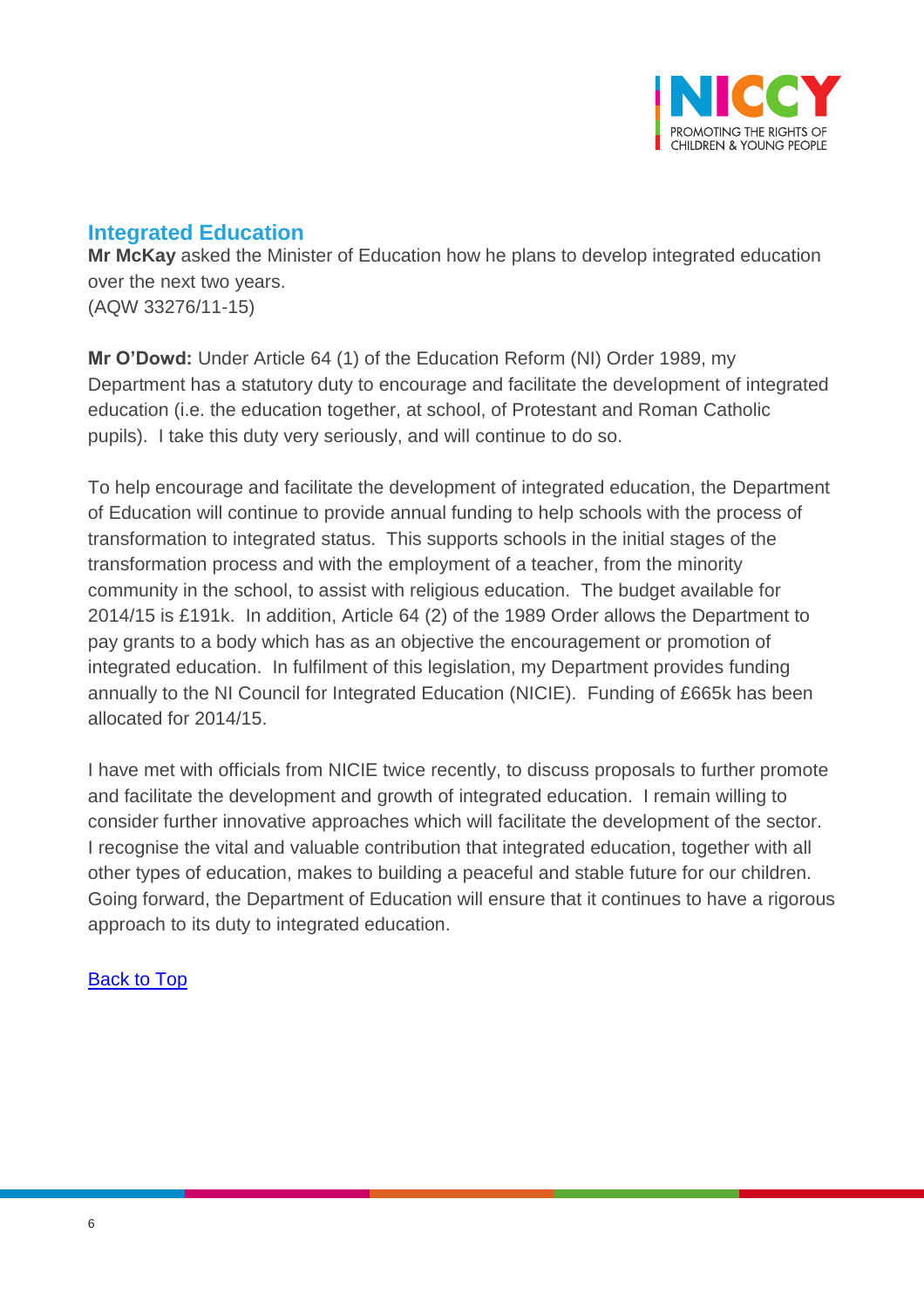## Integrated Education

**Mr McKay** asked the Minister of Education how he plans to develop integrated education over the next two years.
(AQW 33276/11-15)

**Mr O'Dowd:** Under Article 64 (1) of the Education Reform (NI) Order 1989, my Department has a statutory duty to encourage and facilitate the development of integrated education (i.e. the education together, at school, of Protestant and Roman Catholic pupils). I take this duty very seriously, and will continue to do so.

To help encourage and facilitate the development of integrated education, the Department of Education will continue to provide annual funding to help schools with the process of transformation to integrated status. This supports schools in the initial stages of the transformation process and with the employment of a teacher, from the minority community in the school, to assist with religious education. The budget available for 2014/15 is £191k. In addition, Article 64 (2) of the 1989 Order allows the Department to pay grants to a body which has as an objective the encouragement or promotion of integrated education. In fulfilment of this legislation, my Department provides funding annually to the NI Council for Integrated Education (NICIE). Funding of £665k has been allocated for 2014/15.

I have met with officials from NICIE twice recently, to discuss proposals to further promote and facilitate the development and growth of integrated education. I remain willing to consider further innovative approaches which will facilitate the development of the sector. I recognise the vital and valuable contribution that integrated education, together with all other types of education, makes to building a peaceful and stable future for our children. Going forward, the Department of Education will ensure that it continues to have a rigorous approach to its duty to integrated education.

[Back to Top]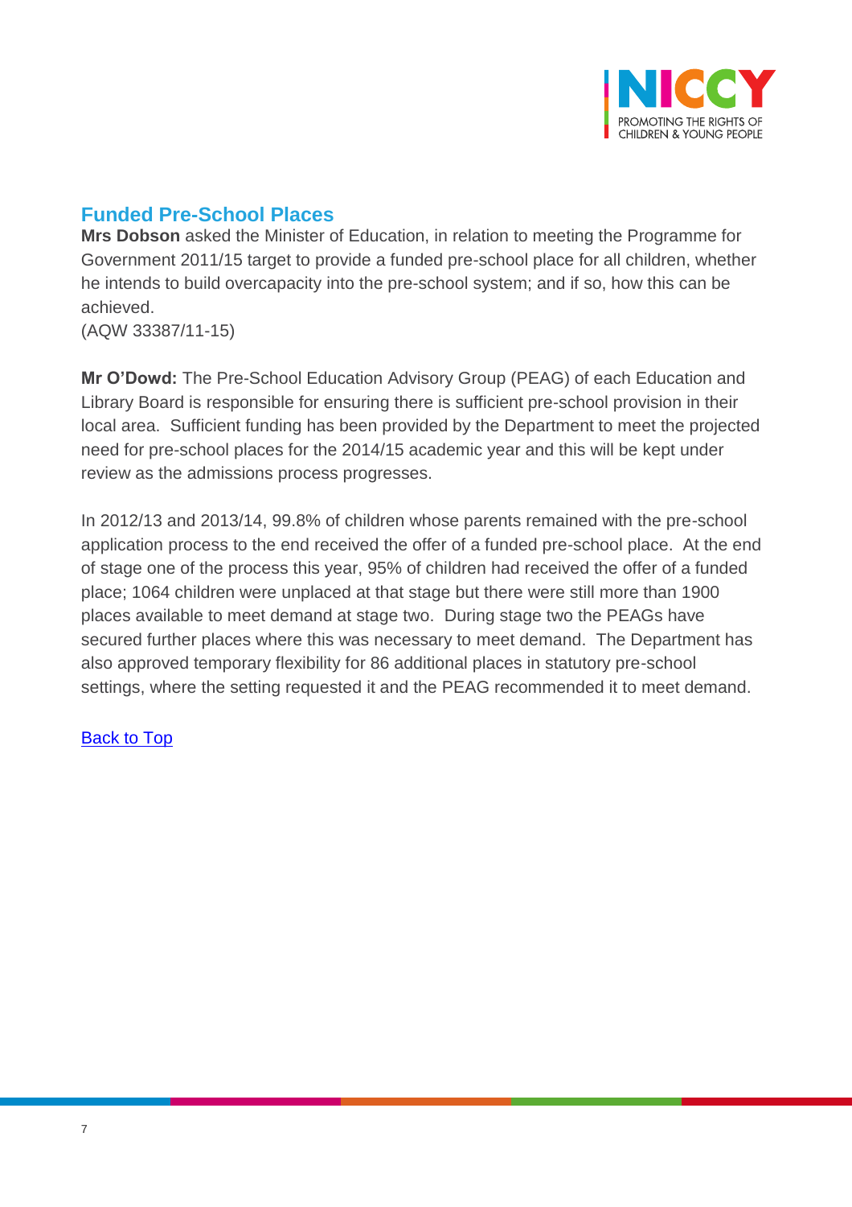## Funded Pre-School Places

**Mrs Dobson** asked the Minister of Education, in relation to meeting the Programme for Government 2011/15 target to provide a funded pre-school place for all children, whether he intends to build overcapacity into the pre-school system; and if so, how this can be achieved.
(AQW 33387/11-15)

**Mr O'Dowd:** The Pre-School Education Advisory Group (PEAG) of each Education and Library Board is responsible for ensuring there is sufficient pre-school provision in their local area. Sufficient funding has been provided by the Department to meet the projected need for pre-school places for the 2014/15 academic year and this will be kept under review as the admissions process progresses.

In 2012/13 and 2013/14, 99.8% of children whose parents remained with the pre-school application process to the end received the offer of a funded pre-school place. At the end of stage one of the process this year, 95% of children had received the offer of a funded place; 1064 children were unplaced at that stage but there were still more than 1900 places available to meet demand at stage two. During stage two the PEAGs have secured further places where this was necessary to meet demand. The Department has also approved temporary flexibility for 86 additional places in statutory pre-school settings, where the setting requested it and the PEAG recommended it to meet demand.

[Back to Top]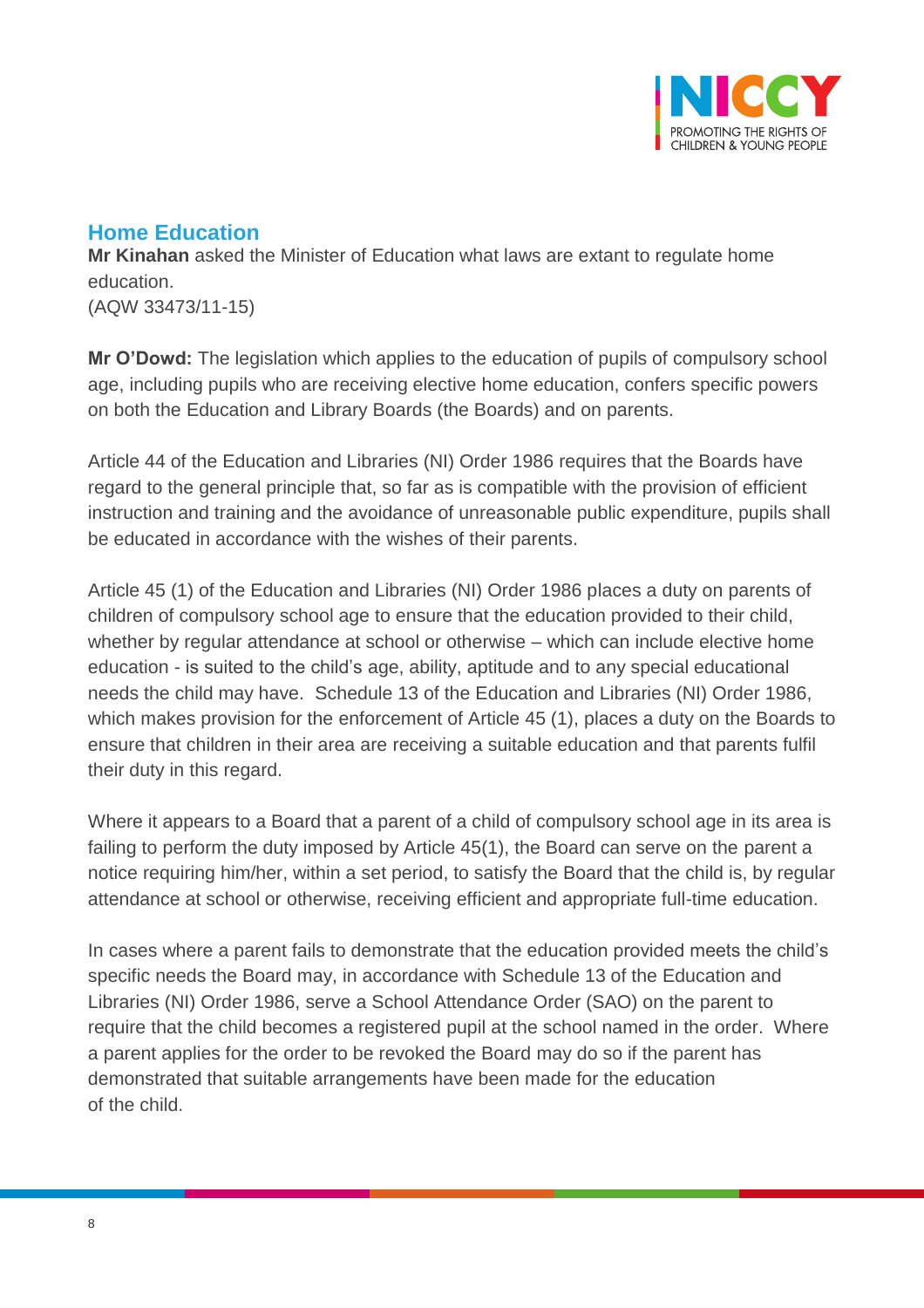## Home Education

**Mr Kinahan** asked the Minister of Education what laws are extant to regulate home education.
(AQW 33473/11-15)

**Mr O'Dowd:** The legislation which applies to the education of pupils of compulsory school age, including pupils who are receiving elective home education, confers specific powers on both the Education and Library Boards (the Boards) and on parents.

Article 44 of the Education and Libraries (NI) Order 1986 requires that the Boards have regard to the general principle that, so far as is compatible with the provision of efficient instruction and training and the avoidance of unreasonable public expenditure, pupils shall be educated in accordance with the wishes of their parents.

Article 45 (1) of the Education and Libraries (NI) Order 1986 places a duty on parents of children of compulsory school age to ensure that the education provided to their child, whether by regular attendance at school or otherwise – which can include elective home education - is suited to the child's age, ability, aptitude and to any special educational needs the child may have. Schedule 13 of the Education and Libraries (NI) Order 1986, which makes provision for the enforcement of Article 45 (1), places a duty on the Boards to ensure that children in their area are receiving a suitable education and that parents fulfil their duty in this regard.

Where it appears to a Board that a parent of a child of compulsory school age in its area is failing to perform the duty imposed by Article 45(1), the Board can serve on the parent a notice requiring him/her, within a set period, to satisfy the Board that the child is, by regular attendance at school or otherwise, receiving efficient and appropriate full-time education.

In cases where a parent fails to demonstrate that the education provided meets the child's specific needs the Board may, in accordance with Schedule 13 of the Education and Libraries (NI) Order 1986, serve a School Attendance Order (SAO) on the parent to require that the child becomes a registered pupil at the school named in the order. Where a parent applies for the order to be revoked the Board may do so if the parent has demonstrated that suitable arrangements have been made for the education of the child.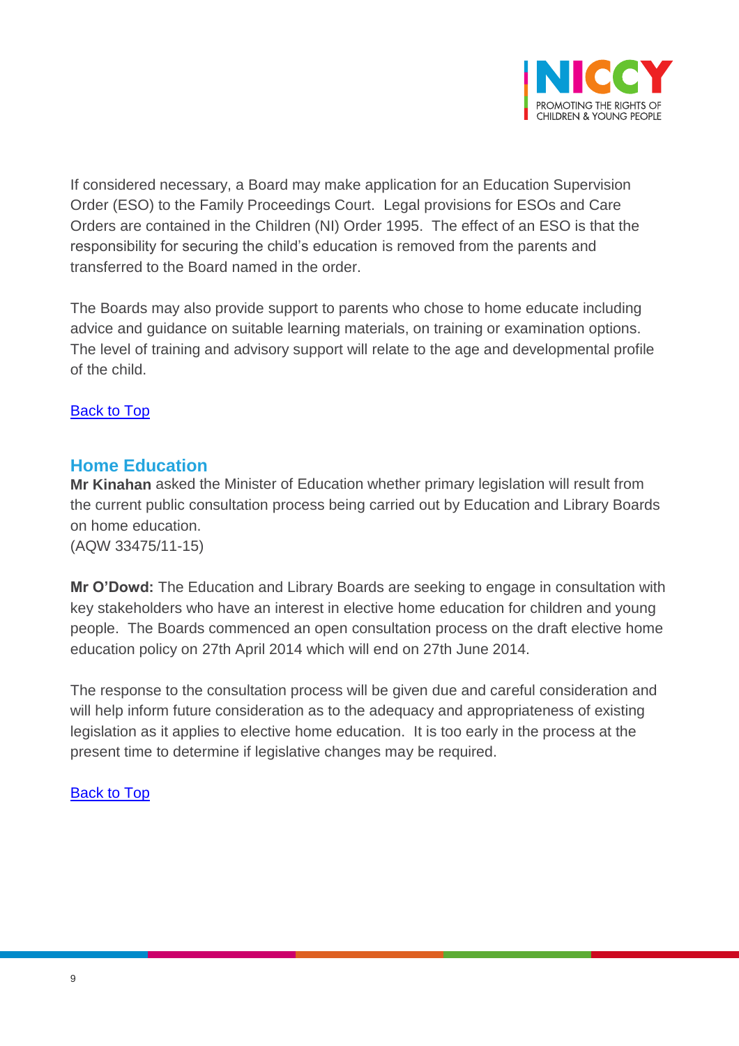If considered necessary, a Board may make application for an Education Supervision Order (ESO) to the Family Proceedings Court. Legal provisions for ESOs and Care Orders are contained in the Children (NI) Order 1995. The effect of an ESO is that the responsibility for securing the child's education is removed from the parents and transferred to the Board named in the order.

The Boards may also provide support to parents who chose to home educate including advice and guidance on suitable learning materials, on training or examination options. The level of training and advisory support will relate to the age and developmental profile of the child.

Back to Top

## Home Education

**Mr Kinahan** asked the Minister of Education whether primary legislation will result from the current public consultation process being carried out by Education and Library Boards on home education.
(AQW 33475/11-15)

**Mr O'Dowd:** The Education and Library Boards are seeking to engage in consultation with key stakeholders who have an interest in elective home education for children and young people. The Boards commenced an open consultation process on the draft elective home education policy on 27th April 2014 which will end on 27th June 2014.

The response to the consultation process will be given due and careful consideration and will help inform future consideration as to the adequacy and appropriateness of existing legislation as it applies to elective home education. It is too early in the process at the present time to determine if legislative changes may be required.

Back to Top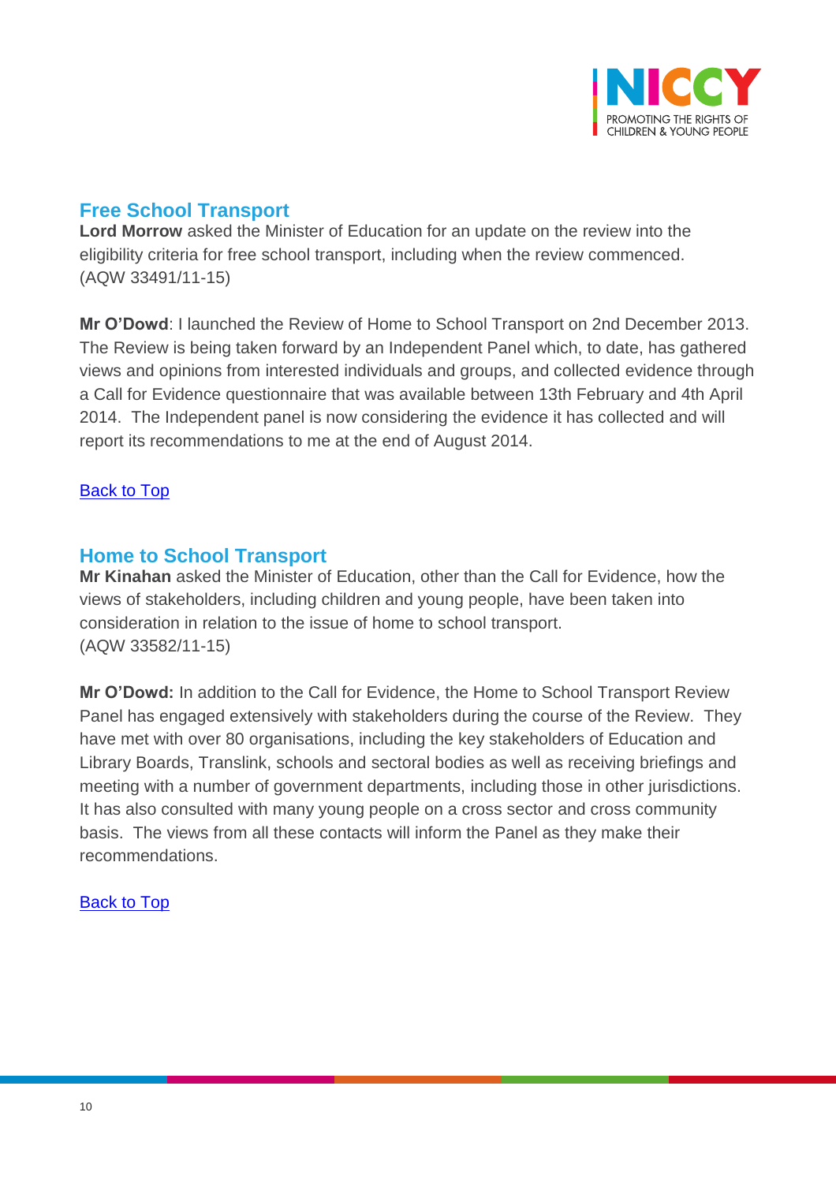## Free School Transport

**Lord Morrow** asked the Minister of Education for an update on the review into the eligibility criteria for free school transport, including when the review commenced. (AQW 33491/11-15)

**Mr O'Dowd**: I launched the Review of Home to School Transport on 2nd December 2013. The Review is being taken forward by an Independent Panel which, to date, has gathered views and opinions from interested individuals and groups, and collected evidence through a Call for Evidence questionnaire that was available between 13th February and 4th April 2014. The Independent panel is now considering the evidence it has collected and will report its recommendations to me at the end of August 2014.

Back to Top

## Home to School Transport

**Mr Kinahan** asked the Minister of Education, other than the Call for Evidence, how the views of stakeholders, including children and young people, have been taken into consideration in relation to the issue of home to school transport. (AQW 33582/11-15)

**Mr O'Dowd:** In addition to the Call for Evidence, the Home to School Transport Review Panel has engaged extensively with stakeholders during the course of the Review. They have met with over 80 organisations, including the key stakeholders of Education and Library Boards, Translink, schools and sectoral bodies as well as receiving briefings and meeting with a number of government departments, including those in other jurisdictions. It has also consulted with many young people on a cross sector and cross community basis. The views from all these contacts will inform the Panel as they make their recommendations.

Back to Top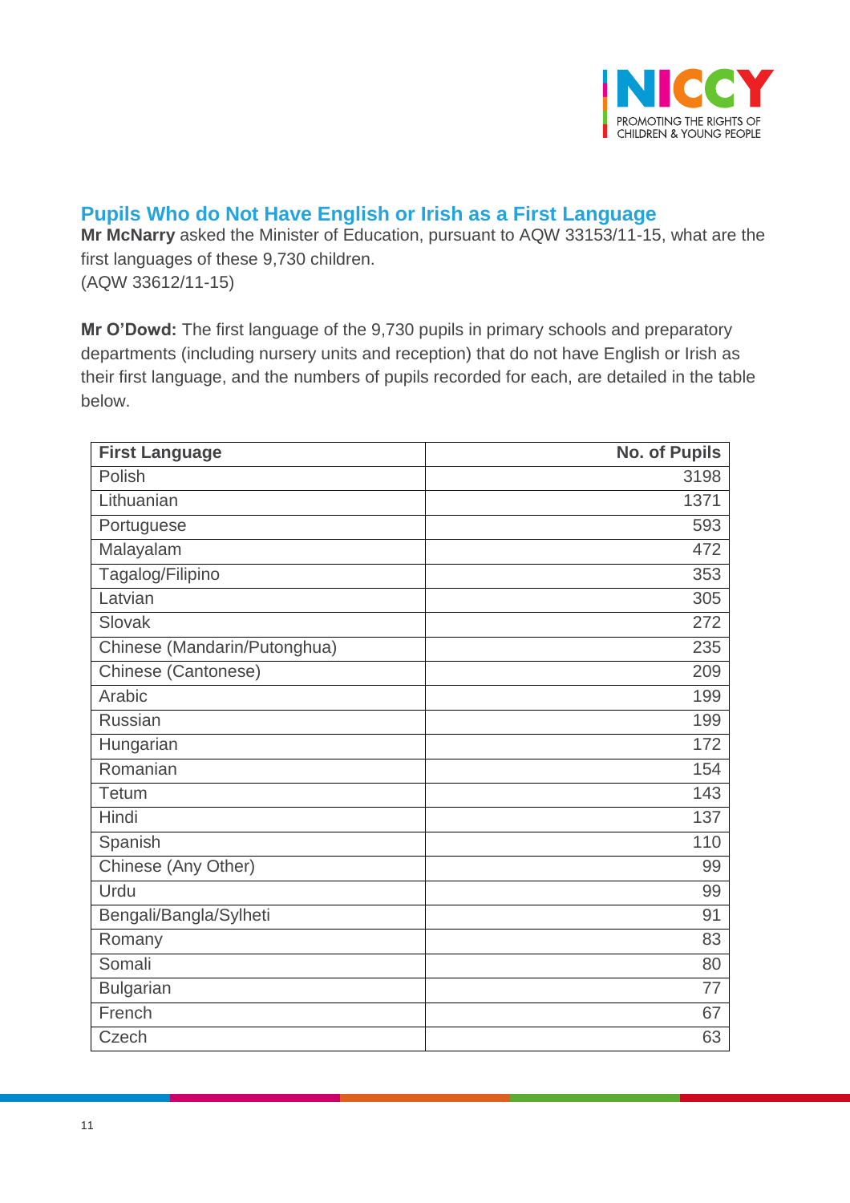## Pupils Who do Not Have English or Irish as a First Language

**Mr McNarry** asked the Minister of Education, pursuant to AQW 33153/11-15, what are the first languages of these 9,730 children.
(AQW 33612/11-15)

**Mr O'Dowd:** The first language of the 9,730 pupils in primary schools and preparatory departments (including nursery units and reception) that do not have English or Irish as their first language, and the numbers of pupils recorded for each, are detailed in the table below.

| First Language | No. of Pupils |
|---|---:|
| Polish | 3198 |
| Lithuanian | 1371 |
| Portuguese | 593 |
| Malayalam | 472 |
| Tagalog/Filipino | 353 |
| Latvian | 305 |
| Slovak | 272 |
| Chinese (Mandarin/Putonghua) | 235 |
| Chinese (Cantonese) | 209 |
| Arabic | 199 |
| Russian | 199 |
| Hungarian | 172 |
| Romanian | 154 |
| Tetum | 143 |
| Hindi | 137 |
| Spanish | 110 |
| Chinese (Any Other) | 99 |
| Urdu | 99 |
| Bengali/Bangla/Sylheti | 91 |
| Romany | 83 |
| Somali | 80 |
| Bulgarian | 77 |
| French | 67 |
| Czech | 63 |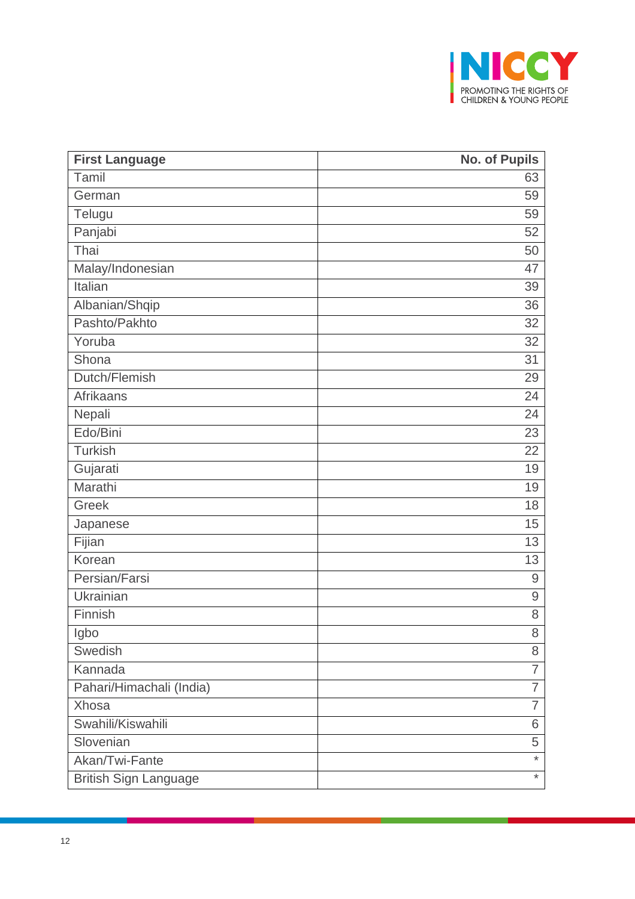| First Language | No. of Pupils |
|---|---|
| Tamil | 63 |
| German | 59 |
| Telugu | 59 |
| Panjabi | 52 |
| Thai | 50 |
| Malay/Indonesian | 47 |
| Italian | 39 |
| Albanian/Shqip | 36 |
| Pashto/Pakhto | 32 |
| Yoruba | 32 |
| Shona | 31 |
| Dutch/Flemish | 29 |
| Afrikaans | 24 |
| Nepali | 24 |
| Edo/Bini | 23 |
| Turkish | 22 |
| Gujarati | 19 |
| Marathi | 19 |
| Greek | 18 |
| Japanese | 15 |
| Fijian | 13 |
| Korean | 13 |
| Persian/Farsi | 9 |
| Ukrainian | 9 |
| Finnish | 8 |
| Igbo | 8 |
| Swedish | 8 |
| Kannada | 7 |
| Pahari/Himachali (India) | 7 |
| Xhosa | 7 |
| Swahili/Kiswahili | 6 |
| Slovenian | 5 |
| Akan/Twi-Fante | * |
| British Sign Language | * |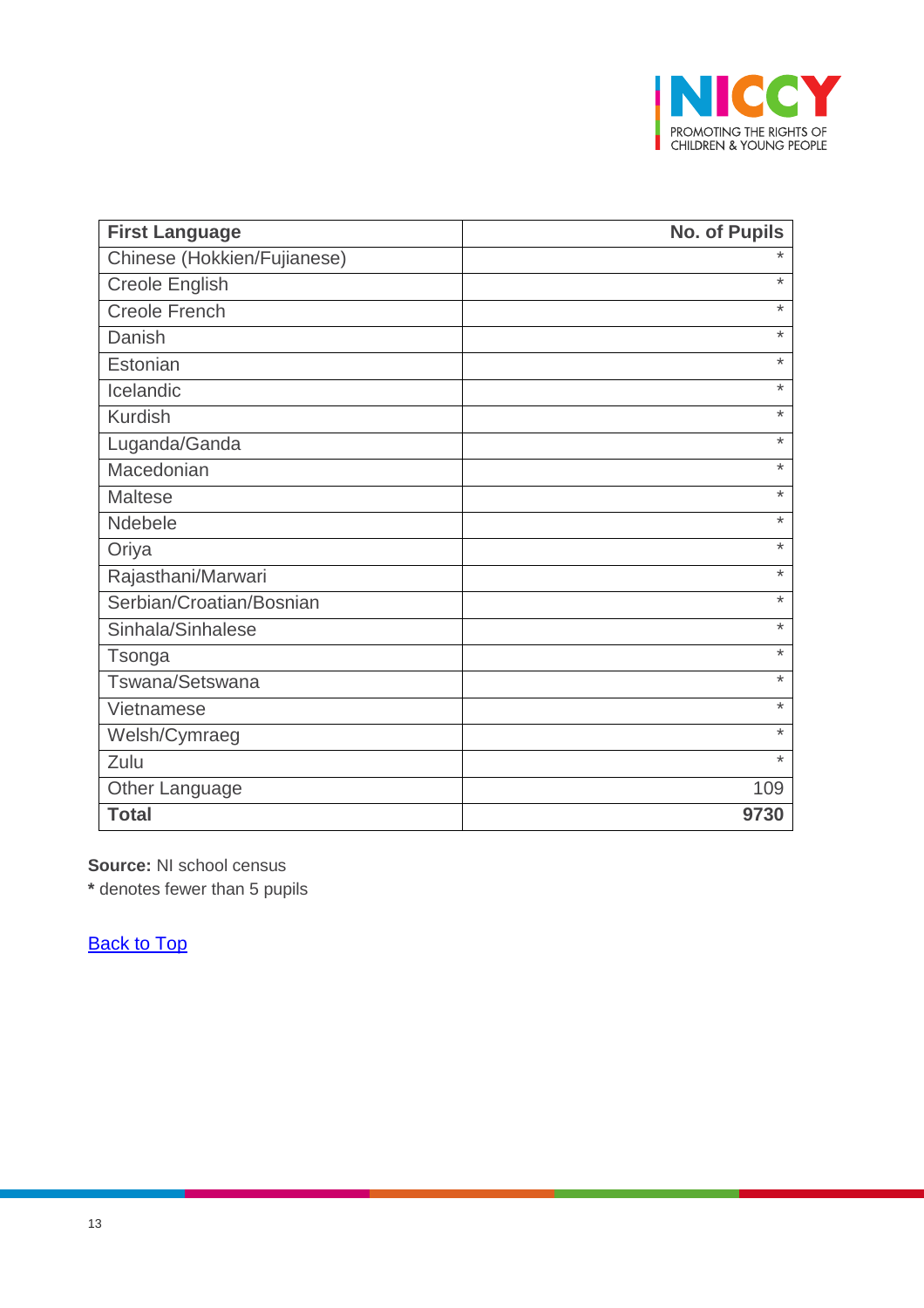| **First Language** | **No. of Pupils** |
|---|---|
| Chinese (Hokkien/Fujianese) | * |
| Creole English | * |
| Creole French | * |
| Danish | * |
| Estonian | * |
| Icelandic | * |
| Kurdish | * |
| Luganda/Ganda | * |
| Macedonian | * |
| Maltese | * |
| Ndebele | * |
| Oriya | * |
| Rajasthani/Marwari | * |
| Serbian/Croatian/Bosnian | * |
| Sinhala/Sinhalese | * |
| Tsonga | * |
| Tswana/Setswana | * |
| Vietnamese | * |
| Welsh/Cymraeg | * |
| Zulu | * |
| Other Language | 109 |
| **Total** | **9730** |

**Source:** NI school census

**\*** denotes fewer than 5 pupils

Back to Top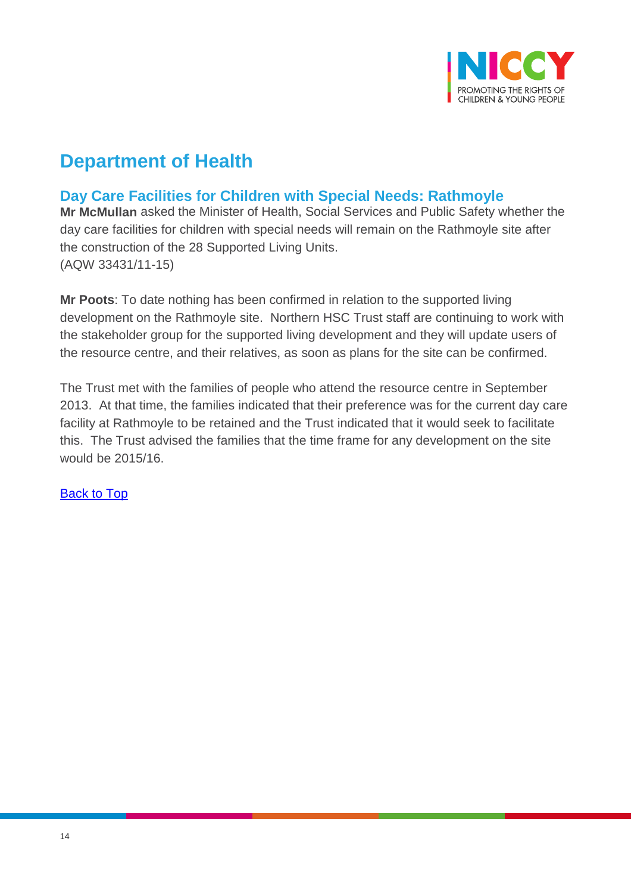# Department of Health

## Day Care Facilities for Children with Special Needs: Rathmoyle

**Mr McMullan** asked the Minister of Health, Social Services and Public Safety whether the day care facilities for children with special needs will remain on the Rathmoyle site after the construction of the 28 Supported Living Units.
(AQW 33431/11-15)

**Mr Poots**: To date nothing has been confirmed in relation to the supported living development on the Rathmoyle site. Northern HSC Trust staff are continuing to work with the stakeholder group for the supported living development and they will update users of the resource centre, and their relatives, as soon as plans for the site can be confirmed.

The Trust met with the families of people who attend the resource centre in September 2013. At that time, the families indicated that their preference was for the current day care facility at Rathmoyle to be retained and the Trust indicated that it would seek to facilitate this. The Trust advised the families that the time frame for any development on the site would be 2015/16.

Back to Top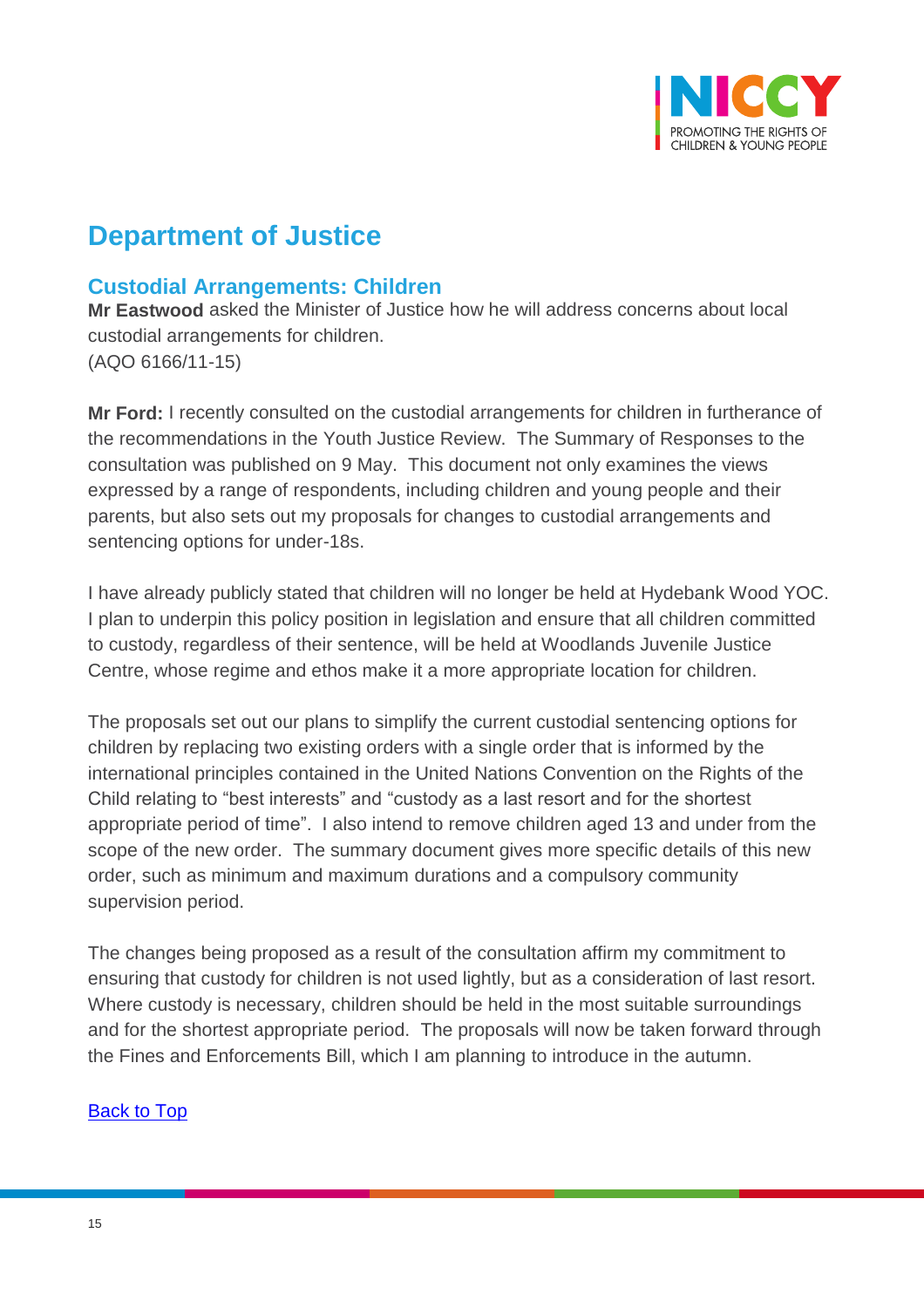# Department of Justice

## Custodial Arrangements: Children

**Mr Eastwood** asked the Minister of Justice how he will address concerns about local custodial arrangements for children.
(AQO 6166/11-15)

**Mr Ford:** I recently consulted on the custodial arrangements for children in furtherance of the recommendations in the Youth Justice Review. The Summary of Responses to the consultation was published on 9 May. This document not only examines the views expressed by a range of respondents, including children and young people and their parents, but also sets out my proposals for changes to custodial arrangements and sentencing options for under-18s.

I have already publicly stated that children will no longer be held at Hydebank Wood YOC. I plan to underpin this policy position in legislation and ensure that all children committed to custody, regardless of their sentence, will be held at Woodlands Juvenile Justice Centre, whose regime and ethos make it a more appropriate location for children.

The proposals set out our plans to simplify the current custodial sentencing options for children by replacing two existing orders with a single order that is informed by the international principles contained in the United Nations Convention on the Rights of the Child relating to "best interests" and "custody as a last resort and for the shortest appropriate period of time". I also intend to remove children aged 13 and under from the scope of the new order. The summary document gives more specific details of this new order, such as minimum and maximum durations and a compulsory community supervision period.

The changes being proposed as a result of the consultation affirm my commitment to ensuring that custody for children is not used lightly, but as a consideration of last resort. Where custody is necessary, children should be held in the most suitable surroundings and for the shortest appropriate period. The proposals will now be taken forward through the Fines and Enforcements Bill, which I am planning to introduce in the autumn.

Back to Top